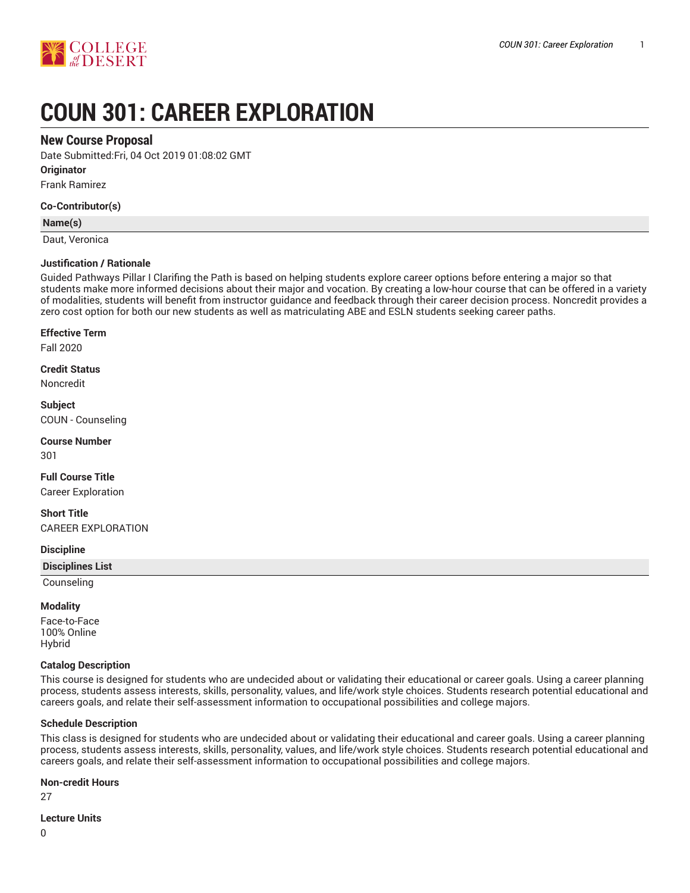# COUN 301: CAREER EXPLORATION

## New Course Proposal

Date Submitted:Fri, 04 Oct 2019 01:08:02 GMT

**Originator**

Frank Ramirez

**Co-Contributor(s)**

| Name(s) |
|---|
| Daut, Veronica |

**Justification / Rationale**

Guided Pathways Pillar I Clarifing the Path is based on helping students explore career options before entering a major so that students make more informed decisions about their major and vocation. By creating a low-hour course that can be offered in a variety of modalities, students will benefit from instructor guidance and feedback through their career decision process. Noncredit provides a zero cost option for both our new students as well as matriculating ABE and ESLN students seeking career paths.

**Effective Term**

Fall 2020

**Credit Status**

Noncredit

**Subject**

COUN - Counseling

**Course Number**

301

**Full Course Title**

Career Exploration

**Short Title**

CAREER EXPLORATION

**Discipline**

| Disciplines List |
|---|
| Counseling |

**Modality**

Face-to-Face
100% Online
Hybrid

**Catalog Description**

This course is designed for students who are undecided about or validating their educational or career goals. Using a career planning process, students assess interests, skills, personality, values, and life/work style choices. Students research potential educational and careers goals, and relate their self-assessment information to occupational possibilities and college majors.

**Schedule Description**

This class is designed for students who are undecided about or validating their educational and career goals. Using a career planning process, students assess interests, skills, personality, values, and life/work style choices. Students research potential educational and careers goals, and relate their self-assessment information to occupational possibilities and college majors.

**Non-credit Hours**

27

**Lecture Units**

0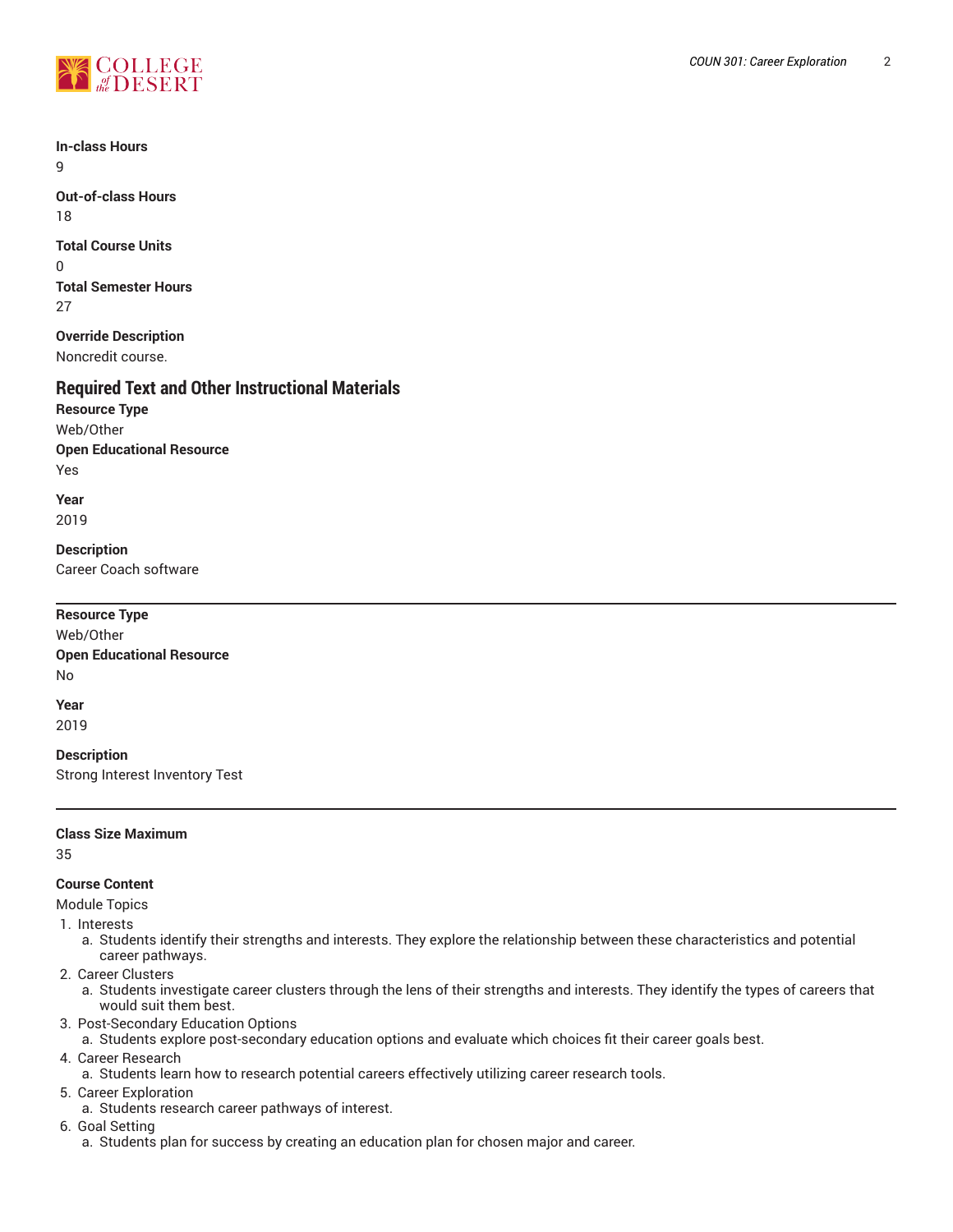**In-class Hours**
9

**Out-of-class Hours**
18

**Total Course Units**
0

**Total Semester Hours**
27

**Override Description**
Noncredit course.

## Required Text and Other Instructional Materials

**Resource Type**
Web/Other

**Open Educational Resource**
Yes

**Year**
2019

**Description**
Career Coach software

---

**Resource Type**
Web/Other

**Open Educational Resource**
No

**Year**
2019

**Description**
Strong Interest Inventory Test

---

**Class Size Maximum**
35

**Course Content**
Module Topics

1. Interests
    a. Students identify their strengths and interests. They explore the relationship between these characteristics and potential career pathways.
2. Career Clusters
    a. Students investigate career clusters through the lens of their strengths and interests. They identify the types of careers that would suit them best.
3. Post-Secondary Education Options
    a. Students explore post-secondary education options and evaluate which choices fit their career goals best.
4. Career Research
    a. Students learn how to research potential careers effectively utilizing career research tools.
5. Career Exploration
    a. Students research career pathways of interest.
6. Goal Setting
    a. Students plan for success by creating an education plan for chosen major and career.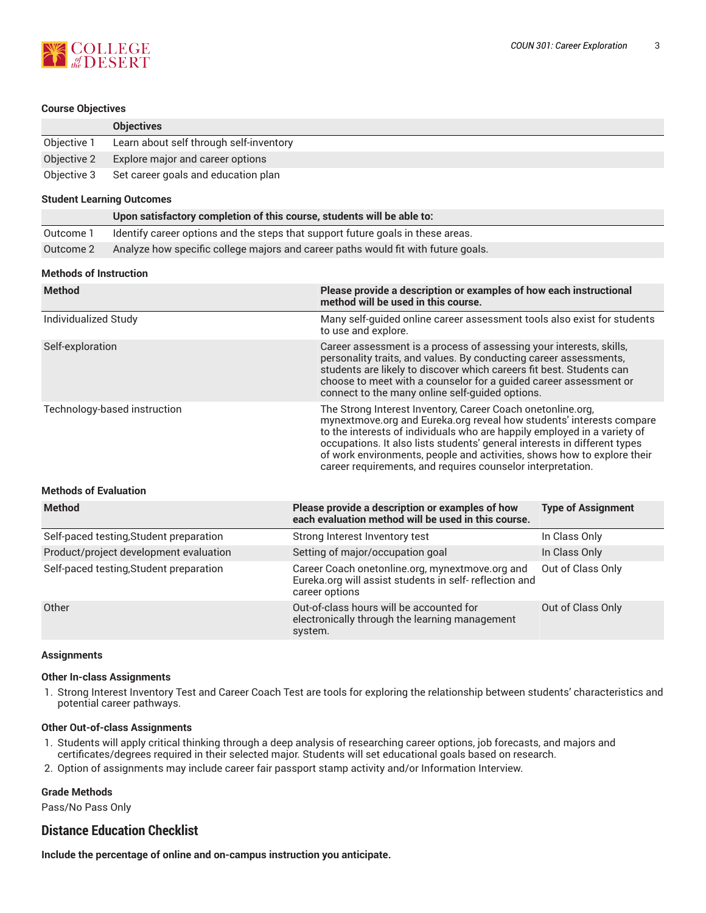#### Course Objectives

| | Objectives |
|---|---|
| Objective 1 | Learn about self through self-inventory |
| Objective 2 | Explore major and career options |
| Objective 3 | Set career goals and education plan |

#### Student Learning Outcomes

| | Upon satisfactory completion of this course, students will be able to: |
|---|---|
| Outcome 1 | Identify career options and the steps that support future goals in these areas. |
| Outcome 2 | Analyze how specific college majors and career paths would fit with future goals. |

#### Methods of Instruction

| Method | Please provide a description or examples of how each instructional method will be used in this course. |
|---|---|
| Individualized Study | Many self-guided online career assessment tools also exist for students to use and explore. |
| Self-exploration | Career assessment is a process of assessing your interests, skills, personality traits, and values. By conducting career assessments, students are likely to discover which careers fit best. Students can choose to meet with a counselor for a guided career assessment or connect to the many online self-guided options. |
| Technology-based instruction | The Strong Interest Inventory, Career Coach onetonline.org, mynextmove.org and Eureka.org reveal how students' interests compare to the interests of individuals who are happily employed in a variety of occupations. It also lists students' general interests in different types of work environments, people and activities, shows how to explore their career requirements, and requires counselor interpretation. |

#### Methods of Evaluation

| Method | Please provide a description or examples of how each evaluation method will be used in this course. | Type of Assignment |
|---|---|---|
| Self-paced testing,Student preparation | Strong Interest Inventory test | In Class Only |
| Product/project development evaluation | Setting of major/occupation goal | In Class Only |
| Self-paced testing,Student preparation | Career Coach onetonline.org, mynextmove.org and Eureka.org will assist students in self- reflection and career options | Out of Class Only |
| Other | Out-of-class hours will be accounted for electronically through the learning management system. | Out of Class Only |

#### Assignments

**Other In-class Assignments**

1. Strong Interest Inventory Test and Career Coach Test are tools for exploring the relationship between students' characteristics and potential career pathways.

**Other Out-of-class Assignments**

1. Students will apply critical thinking through a deep analysis of researching career options, job forecasts, and majors and certificates/degrees required in their selected major. Students will set educational goals based on research.
2. Option of assignments may include career fair passport stamp activity and/or Information Interview.

#### Grade Methods

Pass/No Pass Only

## Distance Education Checklist

**Include the percentage of online and on-campus instruction you anticipate.**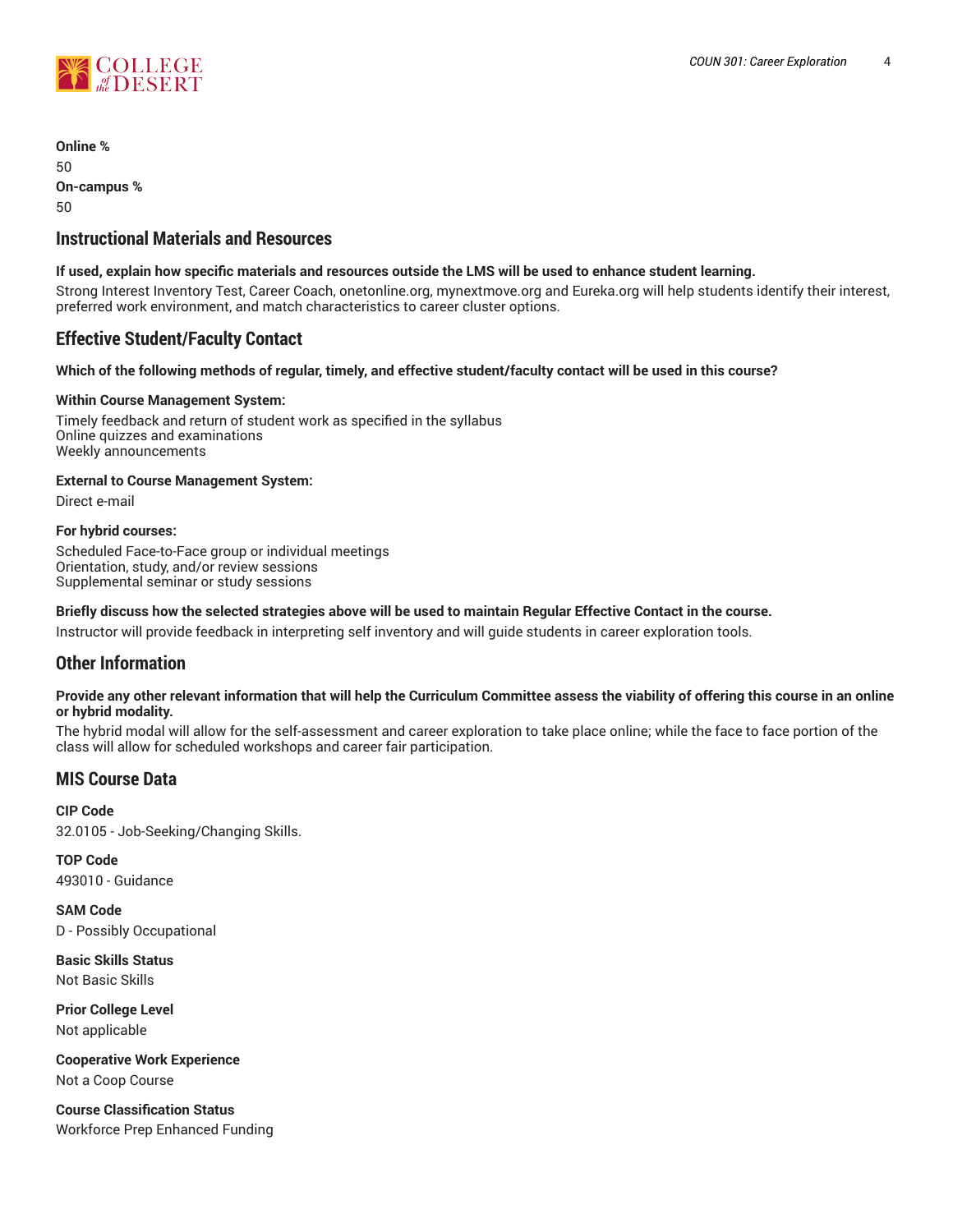**Online %**

50

**On-campus %**

50

## Instructional Materials and Resources

**If used, explain how specific materials and resources outside the LMS will be used to enhance student learning.**

Strong Interest Inventory Test, Career Coach, onetonline.org, mynextmove.org and Eureka.org will help students identify their interest, preferred work environment, and match characteristics to career cluster options.

## Effective Student/Faculty Contact

**Which of the following methods of regular, timely, and effective student/faculty contact will be used in this course?**

**Within Course Management System:**

Timely feedback and return of student work as specified in the syllabus
Online quizzes and examinations
Weekly announcements

**External to Course Management System:**

Direct e-mail

**For hybrid courses:**

Scheduled Face-to-Face group or individual meetings
Orientation, study, and/or review sessions
Supplemental seminar or study sessions

**Briefly discuss how the selected strategies above will be used to maintain Regular Effective Contact in the course.**

Instructor will provide feedback in interpreting self inventory and will guide students in career exploration tools.

## Other Information

**Provide any other relevant information that will help the Curriculum Committee assess the viability of offering this course in an online or hybrid modality.**

The hybrid modal will allow for the self-assessment and career exploration to take place online; while the face to face portion of the class will allow for scheduled workshops and career fair participation.

## MIS Course Data

**CIP Code**

32.0105 - Job-Seeking/Changing Skills.

**TOP Code**

493010 - Guidance

**SAM Code**

D - Possibly Occupational

**Basic Skills Status**

Not Basic Skills

**Prior College Level**

Not applicable

**Cooperative Work Experience**

Not a Coop Course

**Course Classification Status**

Workforce Prep Enhanced Funding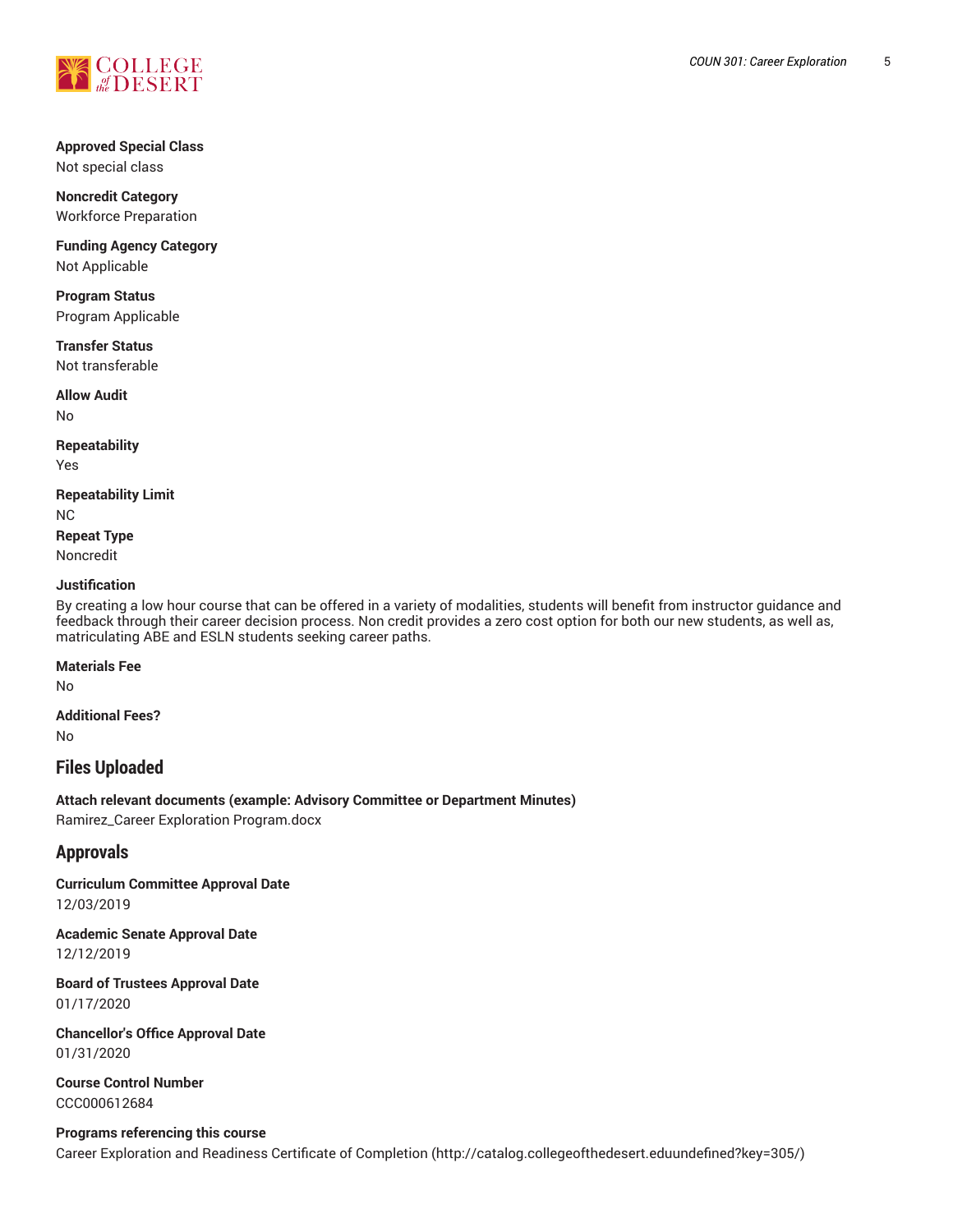**Approved Special Class**
Not special class

**Noncredit Category**
Workforce Preparation

**Funding Agency Category**
Not Applicable

**Program Status**
Program Applicable

**Transfer Status**
Not transferable

**Allow Audit**
No

**Repeatability**
Yes

**Repeatability Limit**
NC

**Repeat Type**
Noncredit

**Justification**
By creating a low hour course that can be offered in a variety of modalities, students will benefit from instructor guidance and feedback through their career decision process. Non credit provides a zero cost option for both our new students, as well as, matriculating ABE and ESLN students seeking career paths.

**Materials Fee**
No

**Additional Fees?**
No

## Files Uploaded

**Attach relevant documents (example: Advisory Committee or Department Minutes)**
Ramirez_Career Exploration Program.docx

## Approvals

**Curriculum Committee Approval Date**
12/03/2019

**Academic Senate Approval Date**
12/12/2019

**Board of Trustees Approval Date**
01/17/2020

**Chancellor's Office Approval Date**
01/31/2020

**Course Control Number**
CCC000612684

**Programs referencing this course**
Career Exploration and Readiness Certificate of Completion (http://catalog.collegeofthedesert.eduundefined?key=305/)